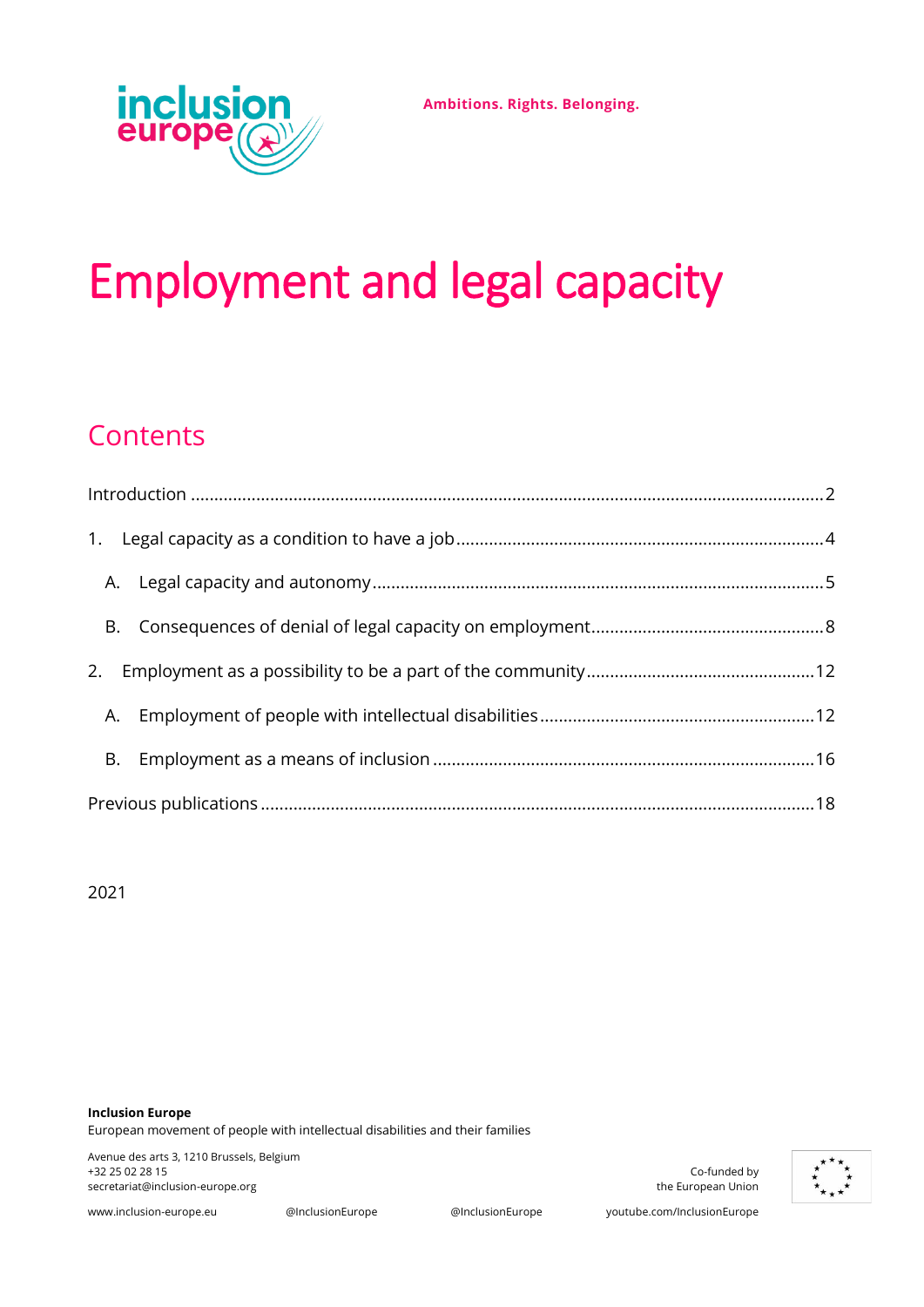inclusion europe

**Ambitions. Rights. Belonging.**

# Employment and legal capacity

## Contents

Introduction .......... 2

1. Legal capacity as a condition to have a job .......... 4
   - A. Legal capacity and autonomy .......... 5
   - B. Consequences of denial of legal capacity on employment .......... 8
2. Employment as a possibility to be a part of the community .......... 12
   - A. Employment of people with intellectual disabilities .......... 12
   - B. Employment as a means of inclusion .......... 16

Previous publications .......... 18

2021

**Inclusion Europe**
European movement of people with intellectual disabilities and their families

Avenue des arts 3, 1210 Brussels, Belgium
+32 25 02 28 15
secretariat@inclusion-europe.org

www.inclusion-europe.eu @InclusionEurope @InclusionEurope youtube.com/InclusionEurope

Co-funded by the European Union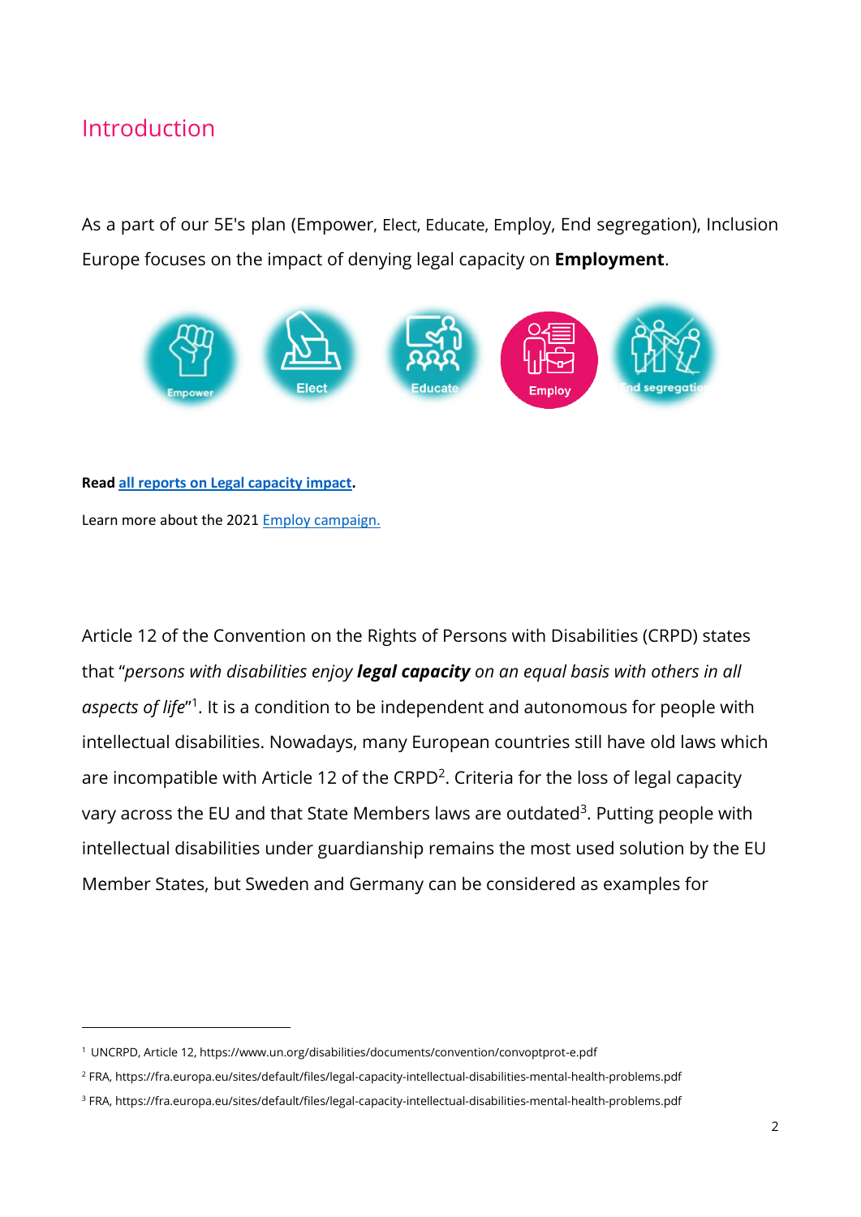## Introduction

As a part of our 5E's plan (Empower, Elect, Educate, Employ, End segregation), Inclusion Europe focuses on the impact of denying legal capacity on **Employment**.

**Read all reports on Legal capacity impact.**

Learn more about the 2021 Employ campaign.

Article 12 of the Convention on the Rights of Persons with Disabilities (CRPD) states that "*persons with disabilities enjoy **legal capacity** on an equal basis with others in all aspects of life*"[1]. It is a condition to be independent and autonomous for people with intellectual disabilities. Nowadays, many European countries still have old laws which are incompatible with Article 12 of the CRPD[2]. Criteria for the loss of legal capacity vary across the EU and that State Members laws are outdated[3]. Putting people with intellectual disabilities under guardianship remains the most used solution by the EU Member States, but Sweden and Germany can be considered as examples for

---

[1] UNCRPD, Article 12, https://www.un.org/disabilities/documents/convention/convoptprot-e.pdf

[2] FRA, https://fra.europa.eu/sites/default/files/legal-capacity-intellectual-disabilities-mental-health-problems.pdf

[3] FRA, https://fra.europa.eu/sites/default/files/legal-capacity-intellectual-disabilities-mental-health-problems.pdf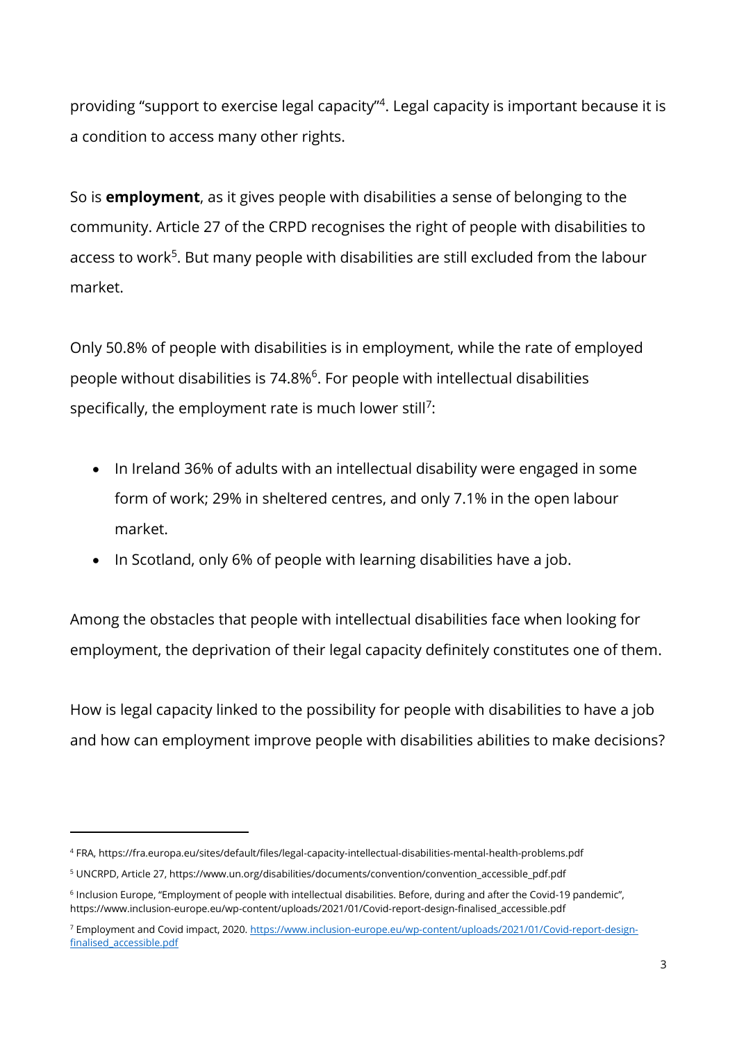providing "support to exercise legal capacity"[4]. Legal capacity is important because it is a condition to access many other rights.

So is **employment**, as it gives people with disabilities a sense of belonging to the community. Article 27 of the CRPD recognises the right of people with disabilities to access to work[5]. But many people with disabilities are still excluded from the labour market.

Only 50.8% of people with disabilities is in employment, while the rate of employed people without disabilities is 74.8%[6]. For people with intellectual disabilities specifically, the employment rate is much lower still[7]:

- In Ireland 36% of adults with an intellectual disability were engaged in some form of work; 29% in sheltered centres, and only 7.1% in the open labour market.
- In Scotland, only 6% of people with learning disabilities have a job.

Among the obstacles that people with intellectual disabilities face when looking for employment, the deprivation of their legal capacity definitely constitutes one of them.

How is legal capacity linked to the possibility for people with disabilities to have a job and how can employment improve people with disabilities abilities to make decisions?

---

[4] FRA, https://fra.europa.eu/sites/default/files/legal-capacity-intellectual-disabilities-mental-health-problems.pdf

[5] UNCRPD, Article 27, https://www.un.org/disabilities/documents/convention/convention_accessible_pdf.pdf

[6] Inclusion Europe, "Employment of people with intellectual disabilities. Before, during and after the Covid-19 pandemic", https://www.inclusion-europe.eu/wp-content/uploads/2021/01/Covid-report-design-finalised_accessible.pdf

[7] Employment and Covid impact, 2020. [https://www.inclusion-europe.eu/wp-content/uploads/2021/01/Covid-report-design-finalised_accessible.pdf](https://www.inclusion-europe.eu/wp-content/uploads/2021/01/Covid-report-design-finalised_accessible.pdf)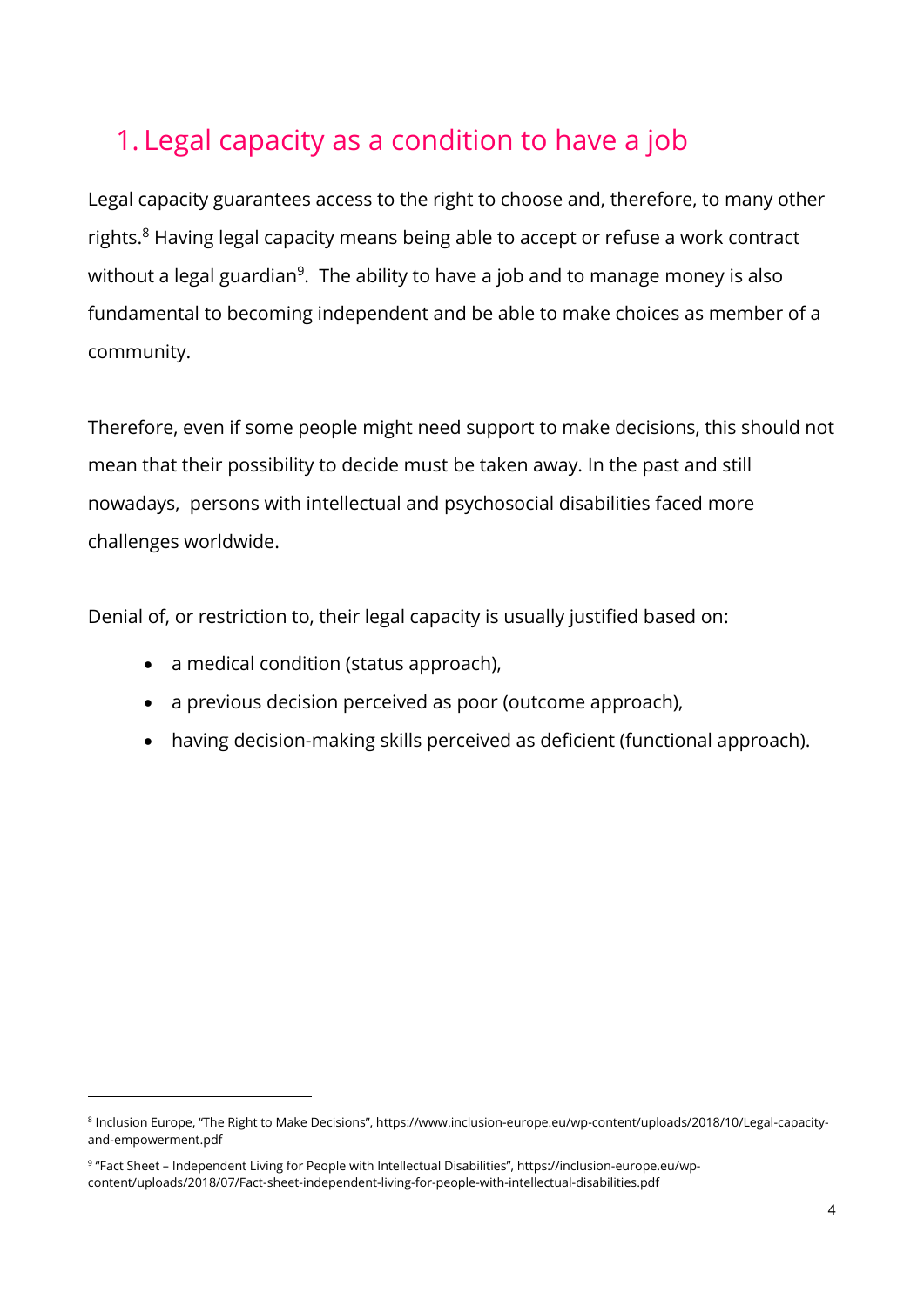## 1. Legal capacity as a condition to have a job

Legal capacity guarantees access to the right to choose and, therefore, to many other rights.[8] Having legal capacity means being able to accept or refuse a work contract without a legal guardian[9]. The ability to have a job and to manage money is also fundamental to becoming independent and be able to make choices as member of a community.

Therefore, even if some people might need support to make decisions, this should not mean that their possibility to decide must be taken away. In the past and still nowadays, persons with intellectual and psychosocial disabilities faced more challenges worldwide.

Denial of, or restriction to, their legal capacity is usually justified based on:

- a medical condition (status approach),
- a previous decision perceived as poor (outcome approach),
- having decision-making skills perceived as deficient (functional approach).

---

[8] Inclusion Europe, "The Right to Make Decisions", https://www.inclusion-europe.eu/wp-content/uploads/2018/10/Legal-capacity-and-empowerment.pdf

[9] "Fact Sheet – Independent Living for People with Intellectual Disabilities", https://inclusion-europe.eu/wp-content/uploads/2018/07/Fact-sheet-independent-living-for-people-with-intellectual-disabilities.pdf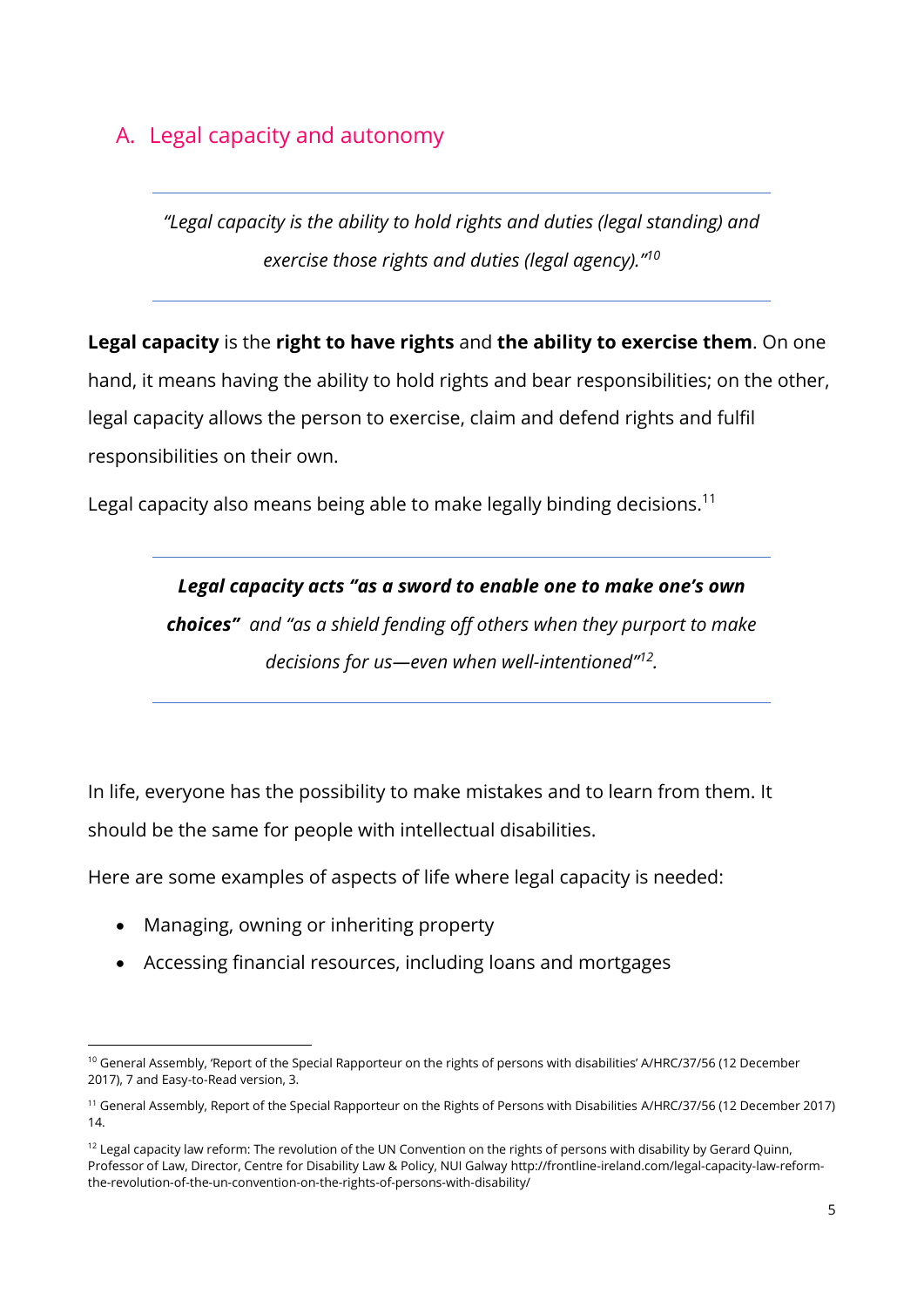## A. Legal capacity and autonomy

---

*"Legal capacity is the ability to hold rights and duties (legal standing) and exercise those rights and duties (legal agency)."*[10]

---

**Legal capacity** is the **right to have rights** and **the ability to exercise them**. On one hand, it means having the ability to hold rights and bear responsibilities; on the other, legal capacity allows the person to exercise, claim and defend rights and fulfil responsibilities on their own.

Legal capacity also means being able to make legally binding decisions.[11]

---

***Legal capacity acts "as a sword to enable one to make one's own choices"*** *and "as a shield fending off others when they purport to make decisions for us—even when well-intentioned"*[12].

---

In life, everyone has the possibility to make mistakes and to learn from them. It should be the same for people with intellectual disabilities.

Here are some examples of aspects of life where legal capacity is needed:

- Managing, owning or inheriting property
- Accessing financial resources, including loans and mortgages

---

[10] General Assembly, 'Report of the Special Rapporteur on the rights of persons with disabilities' A/HRC/37/56 (12 December 2017), 7 and Easy-to-Read version, 3.

[11] General Assembly, Report of the Special Rapporteur on the Rights of Persons with Disabilities A/HRC/37/56 (12 December 2017) 14.

[12] Legal capacity law reform: The revolution of the UN Convention on the rights of persons with disability by Gerard Quinn, Professor of Law, Director, Centre for Disability Law & Policy, NUI Galway http://frontline-ireland.com/legal-capacity-law-reform-the-revolution-of-the-un-convention-on-the-rights-of-persons-with-disability/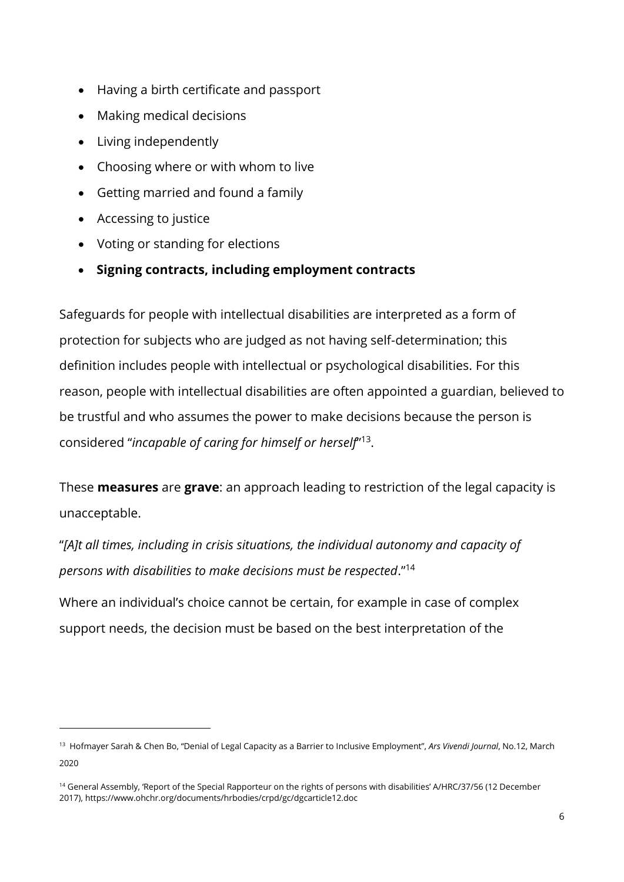- Having a birth certificate and passport
- Making medical decisions
- Living independently
- Choosing where or with whom to live
- Getting married and found a family
- Accessing to justice
- Voting or standing for elections
- **Signing contracts, including employment contracts**

Safeguards for people with intellectual disabilities are interpreted as a form of protection for subjects who are judged as not having self-determination; this definition includes people with intellectual or psychological disabilities. For this reason, people with intellectual disabilities are often appointed a guardian, believed to be trustful and who assumes the power to make decisions because the person is considered "*incapable of caring for himself or herself*"[13].

These **measures** are **grave**: an approach leading to restriction of the legal capacity is unacceptable.

"*[A]t all times, including in crisis situations, the individual autonomy and capacity of persons with disabilities to make decisions must be respected*."[14]

Where an individual's choice cannot be certain, for example in case of complex support needs, the decision must be based on the best interpretation of the

---

[13] Hofmayer Sarah & Chen Bo, "Denial of Legal Capacity as a Barrier to Inclusive Employment", *Ars Vivendi Journal*, No.12, March 2020

[14] General Assembly, 'Report of the Special Rapporteur on the rights of persons with disabilities' A/HRC/37/56 (12 December 2017), https://www.ohchr.org/documents/hrbodies/crpd/gc/dgcarticle12.doc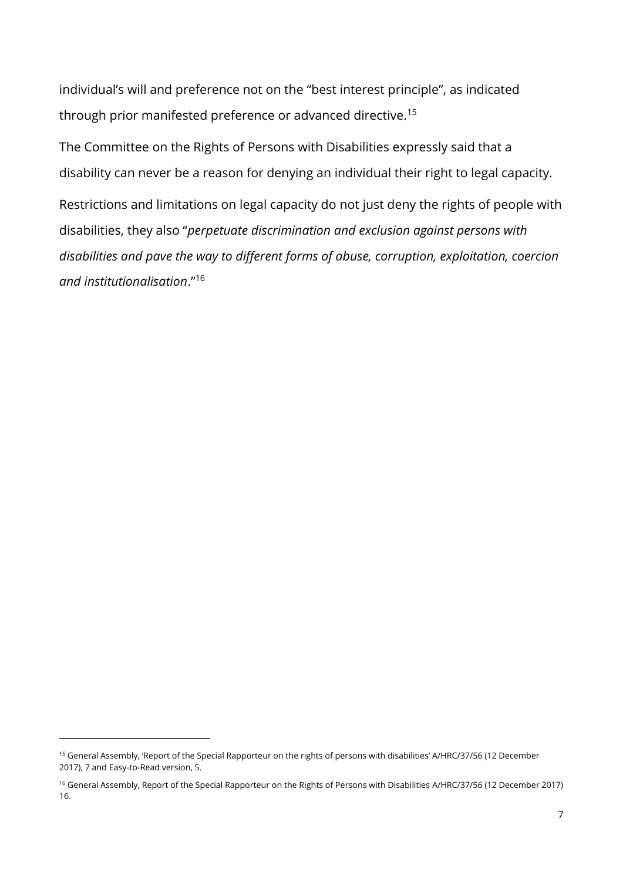individual's will and preference not on the "best interest principle", as indicated through prior manifested preference or advanced directive.[15]

The Committee on the Rights of Persons with Disabilities expressly said that a disability can never be a reason for denying an individual their right to legal capacity.

Restrictions and limitations on legal capacity do not just deny the rights of people with disabilities, they also "*perpetuate discrimination and exclusion against persons with disabilities and pave the way to different forms of abuse, corruption, exploitation, coercion and institutionalisation*."[16]

---

[15] General Assembly, 'Report of the Special Rapporteur on the rights of persons with disabilities' A/HRC/37/56 (12 December 2017), 7 and Easy-to-Read version, 5.

[16] General Assembly, Report of the Special Rapporteur on the Rights of Persons with Disabilities A/HRC/37/56 (12 December 2017) 16.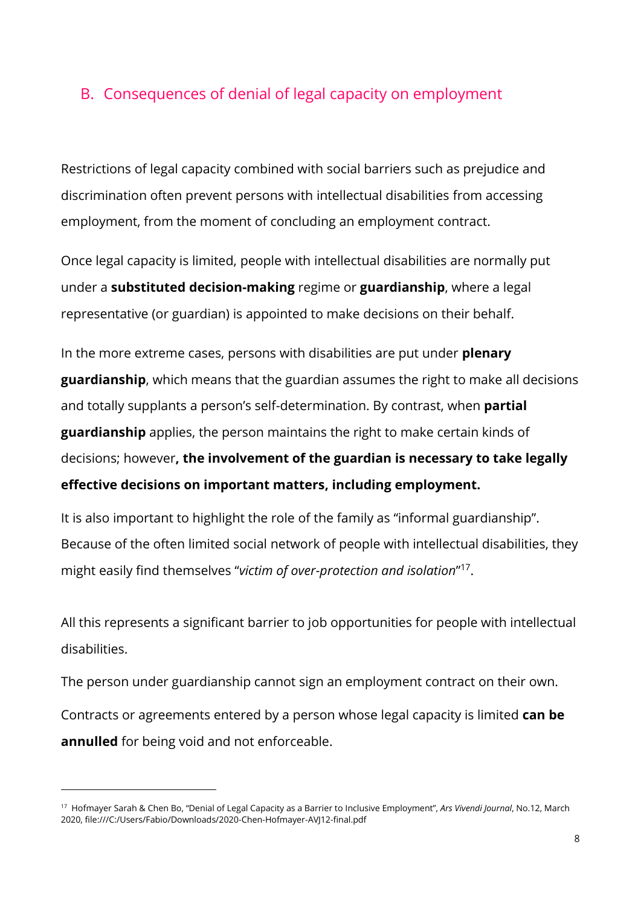## B. Consequences of denial of legal capacity on employment

Restrictions of legal capacity combined with social barriers such as prejudice and discrimination often prevent persons with intellectual disabilities from accessing employment, from the moment of concluding an employment contract.

Once legal capacity is limited, people with intellectual disabilities are normally put under a **substituted decision-making** regime or **guardianship**, where a legal representative (or guardian) is appointed to make decisions on their behalf.

In the more extreme cases, persons with disabilities are put under **plenary guardianship**, which means that the guardian assumes the right to make all decisions and totally supplants a person's self-determination. By contrast, when **partial guardianship** applies, the person maintains the right to make certain kinds of decisions; however**, the involvement of the guardian is necessary to take legally effective decisions on important matters, including employment.**

It is also important to highlight the role of the family as "informal guardianship". Because of the often limited social network of people with intellectual disabilities, they might easily find themselves "*victim of over-protection and isolation*"[17].

All this represents a significant barrier to job opportunities for people with intellectual disabilities.

The person under guardianship cannot sign an employment contract on their own.

Contracts or agreements entered by a person whose legal capacity is limited **can be annulled** for being void and not enforceable.

---

[17] Hofmayer Sarah & Chen Bo, "Denial of Legal Capacity as a Barrier to Inclusive Employment", *Ars Vivendi Journal*, No.12, March 2020, file:///C:/Users/Fabio/Downloads/2020-Chen-Hofmayer-AVJ12-final.pdf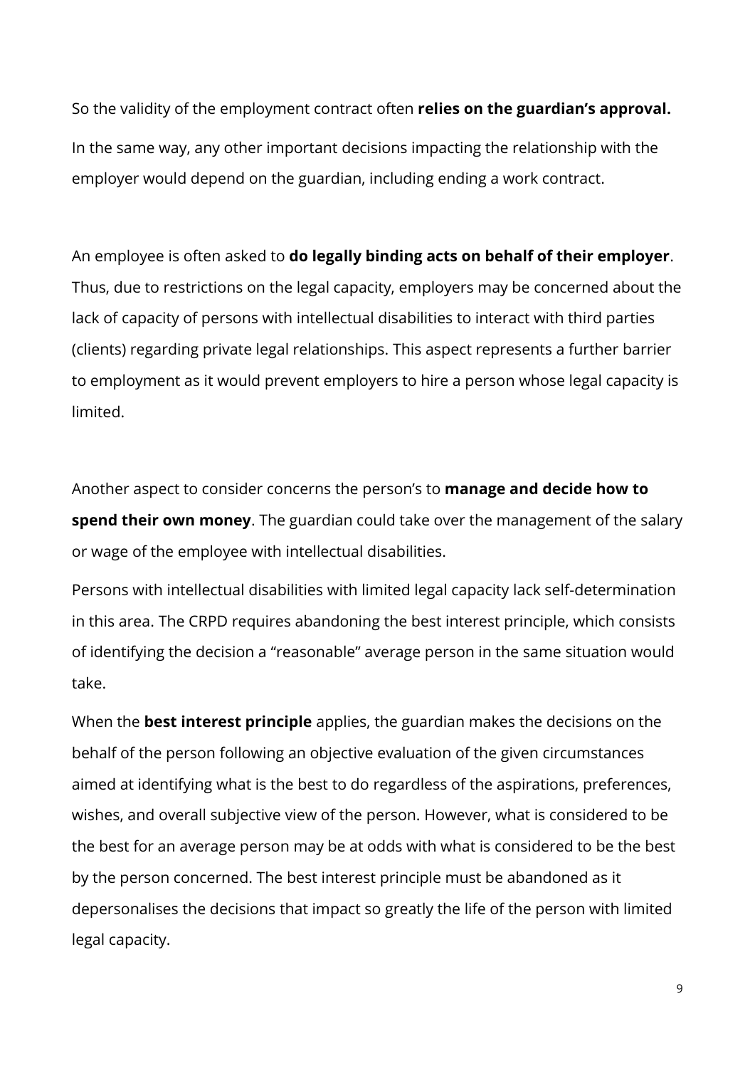So the validity of the employment contract often **relies on the guardian's approval.**

In the same way, any other important decisions impacting the relationship with the employer would depend on the guardian, including ending a work contract.

An employee is often asked to **do legally binding acts on behalf of their employer**. Thus, due to restrictions on the legal capacity, employers may be concerned about the lack of capacity of persons with intellectual disabilities to interact with third parties (clients) regarding private legal relationships. This aspect represents a further barrier to employment as it would prevent employers to hire a person whose legal capacity is limited.

Another aspect to consider concerns the person's to **manage and decide how to spend their own money**. The guardian could take over the management of the salary or wage of the employee with intellectual disabilities.

Persons with intellectual disabilities with limited legal capacity lack self-determination in this area. The CRPD requires abandoning the best interest principle, which consists of identifying the decision a "reasonable" average person in the same situation would take.

When the **best interest principle** applies, the guardian makes the decisions on the behalf of the person following an objective evaluation of the given circumstances aimed at identifying what is the best to do regardless of the aspirations, preferences, wishes, and overall subjective view of the person. However, what is considered to be the best for an average person may be at odds with what is considered to be the best by the person concerned. The best interest principle must be abandoned as it depersonalises the decisions that impact so greatly the life of the person with limited legal capacity.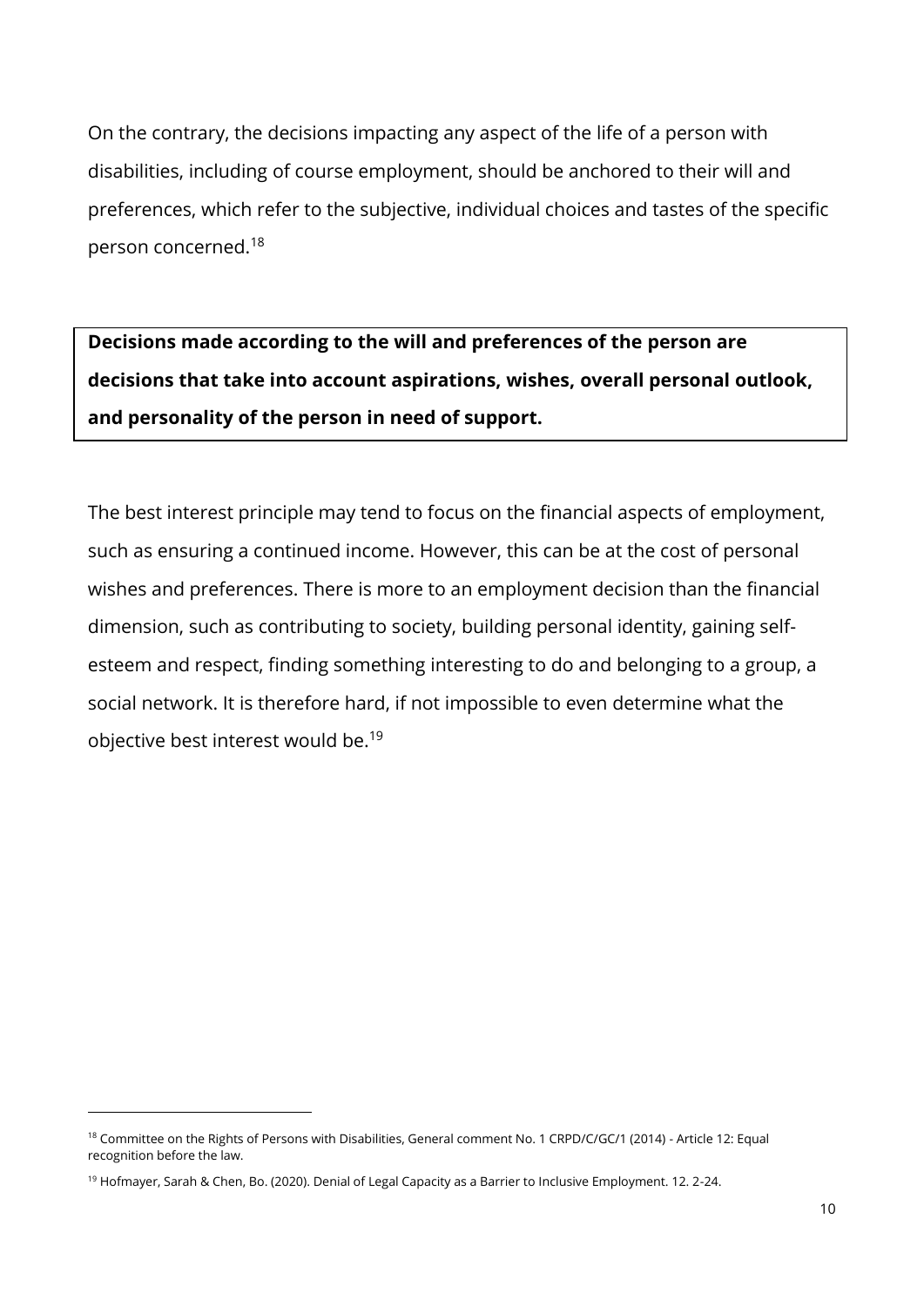On the contrary, the decisions impacting any aspect of the life of a person with disabilities, including of course employment, should be anchored to their will and preferences, which refer to the subjective, individual choices and tastes of the specific person concerned.[18]

**Decisions made according to the will and preferences of the person are decisions that take into account aspirations, wishes, overall personal outlook, and personality of the person in need of support.**

The best interest principle may tend to focus on the financial aspects of employment, such as ensuring a continued income. However, this can be at the cost of personal wishes and preferences. There is more to an employment decision than the financial dimension, such as contributing to society, building personal identity, gaining self-esteem and respect, finding something interesting to do and belonging to a group, a social network. It is therefore hard, if not impossible to even determine what the objective best interest would be.[19]

---

[18] Committee on the Rights of Persons with Disabilities, General comment No. 1 CRPD/C/GC/1 (2014) - Article 12: Equal recognition before the law.

[19] Hofmayer, Sarah & Chen, Bo. (2020). Denial of Legal Capacity as a Barrier to Inclusive Employment. 12. 2-24.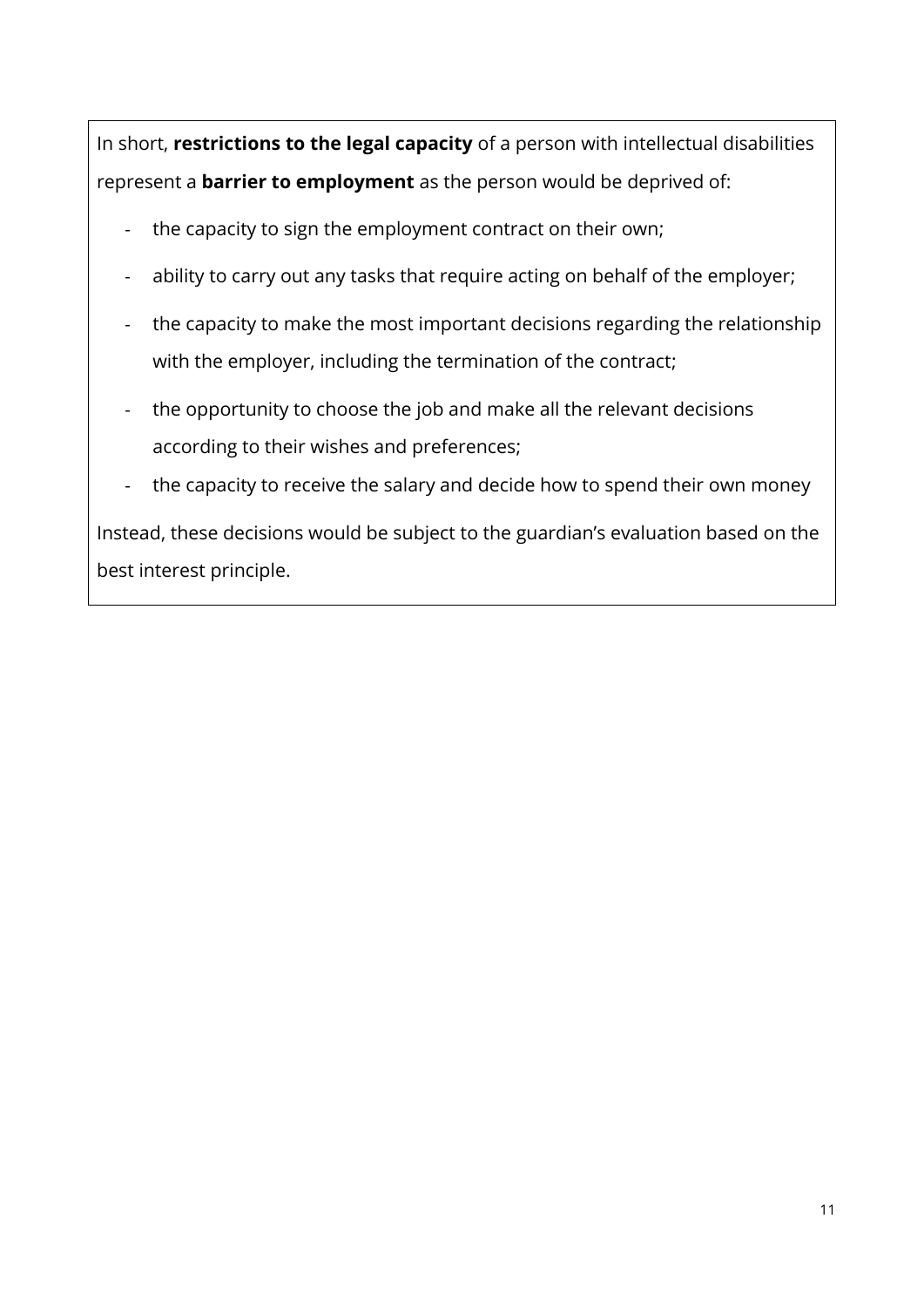In short, **restrictions to the legal capacity** of a person with intellectual disabilities represent a **barrier to employment** as the person would be deprived of:

- the capacity to sign the employment contract on their own;
- ability to carry out any tasks that require acting on behalf of the employer;
- the capacity to make the most important decisions regarding the relationship with the employer, including the termination of the contract;
- the opportunity to choose the job and make all the relevant decisions according to their wishes and preferences;
- the capacity to receive the salary and decide how to spend their own money

Instead, these decisions would be subject to the guardian's evaluation based on the best interest principle.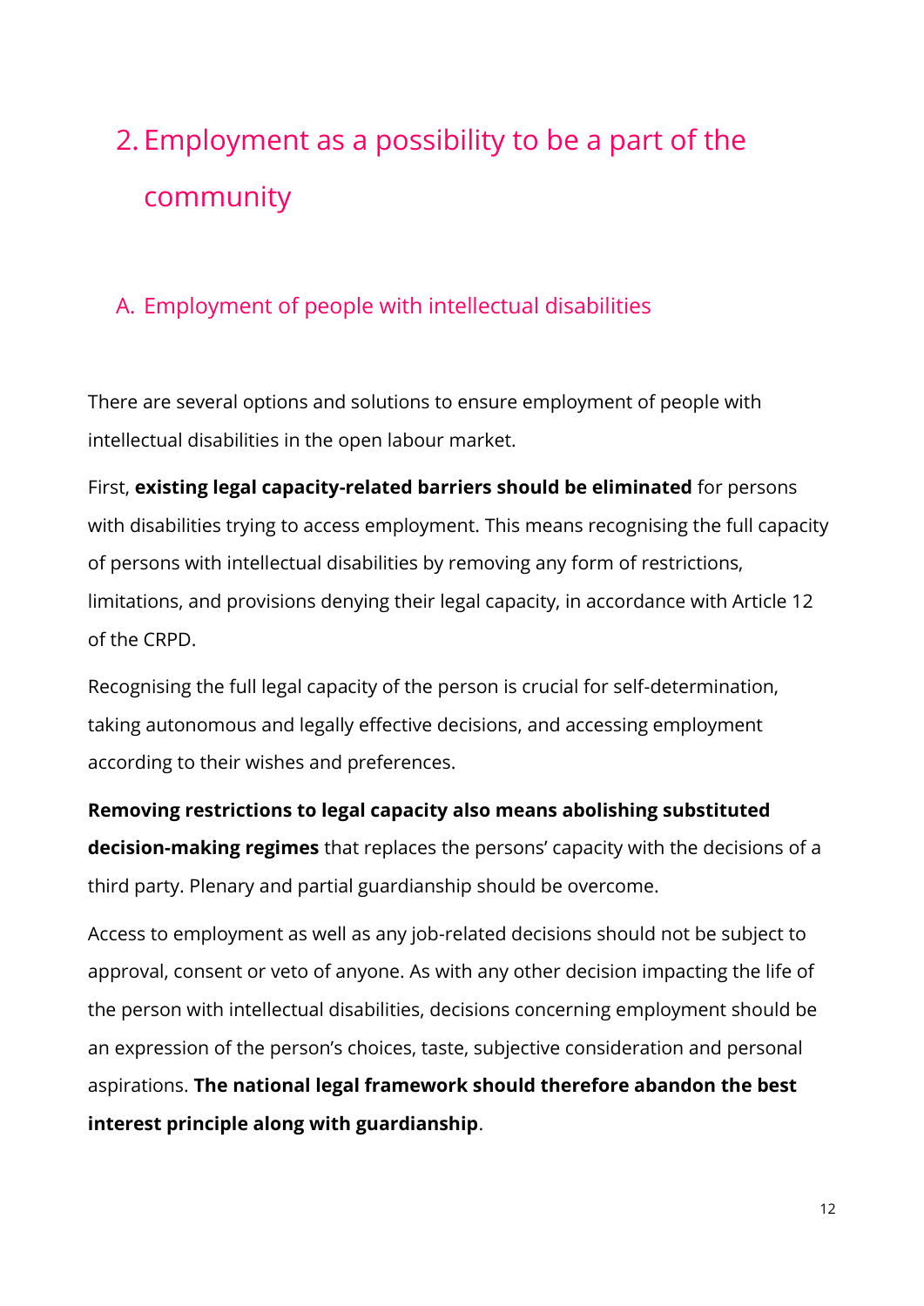## 2. Employment as a possibility to be a part of the community

### A. Employment of people with intellectual disabilities

There are several options and solutions to ensure employment of people with intellectual disabilities in the open labour market.

First, **existing legal capacity-related barriers should be eliminated** for persons with disabilities trying to access employment. This means recognising the full capacity of persons with intellectual disabilities by removing any form of restrictions, limitations, and provisions denying their legal capacity, in accordance with Article 12 of the CRPD.

Recognising the full legal capacity of the person is crucial for self-determination, taking autonomous and legally effective decisions, and accessing employment according to their wishes and preferences.

**Removing restrictions to legal capacity also means abolishing substituted decision-making regimes** that replaces the persons' capacity with the decisions of a third party. Plenary and partial guardianship should be overcome.

Access to employment as well as any job-related decisions should not be subject to approval, consent or veto of anyone. As with any other decision impacting the life of the person with intellectual disabilities, decisions concerning employment should be an expression of the person's choices, taste, subjective consideration and personal aspirations. **The national legal framework should therefore abandon the best interest principle along with guardianship**.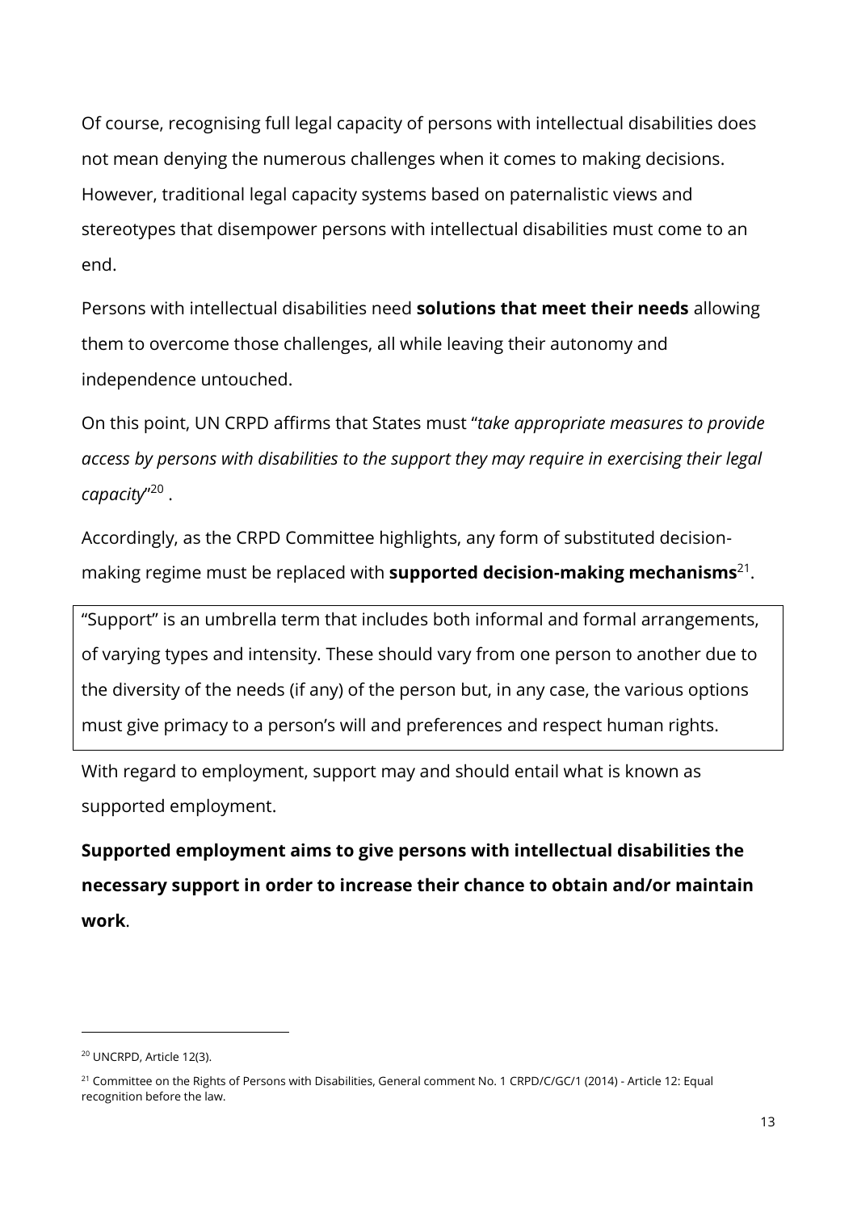Of course, recognising full legal capacity of persons with intellectual disabilities does not mean denying the numerous challenges when it comes to making decisions. However, traditional legal capacity systems based on paternalistic views and stereotypes that disempower persons with intellectual disabilities must come to an end.

Persons with intellectual disabilities need **solutions that meet their needs** allowing them to overcome those challenges, all while leaving their autonomy and independence untouched.

On this point, UN CRPD affirms that States must "*take appropriate measures to provide access by persons with disabilities to the support they may require in exercising their legal capacity*"[20] .

Accordingly, as the CRPD Committee highlights, any form of substituted decision-making regime must be replaced with **supported decision-making mechanisms**[21].

"Support" is an umbrella term that includes both informal and formal arrangements, of varying types and intensity. These should vary from one person to another due to the diversity of the needs (if any) of the person but, in any case, the various options must give primacy to a person's will and preferences and respect human rights.

With regard to employment, support may and should entail what is known as supported employment.

**Supported employment aims to give persons with intellectual disabilities the necessary support in order to increase their chance to obtain and/or maintain work**.

---

[20] UNCRPD, Article 12(3).

[21] Committee on the Rights of Persons with Disabilities, General comment No. 1 CRPD/C/GC/1 (2014) - Article 12: Equal recognition before the law.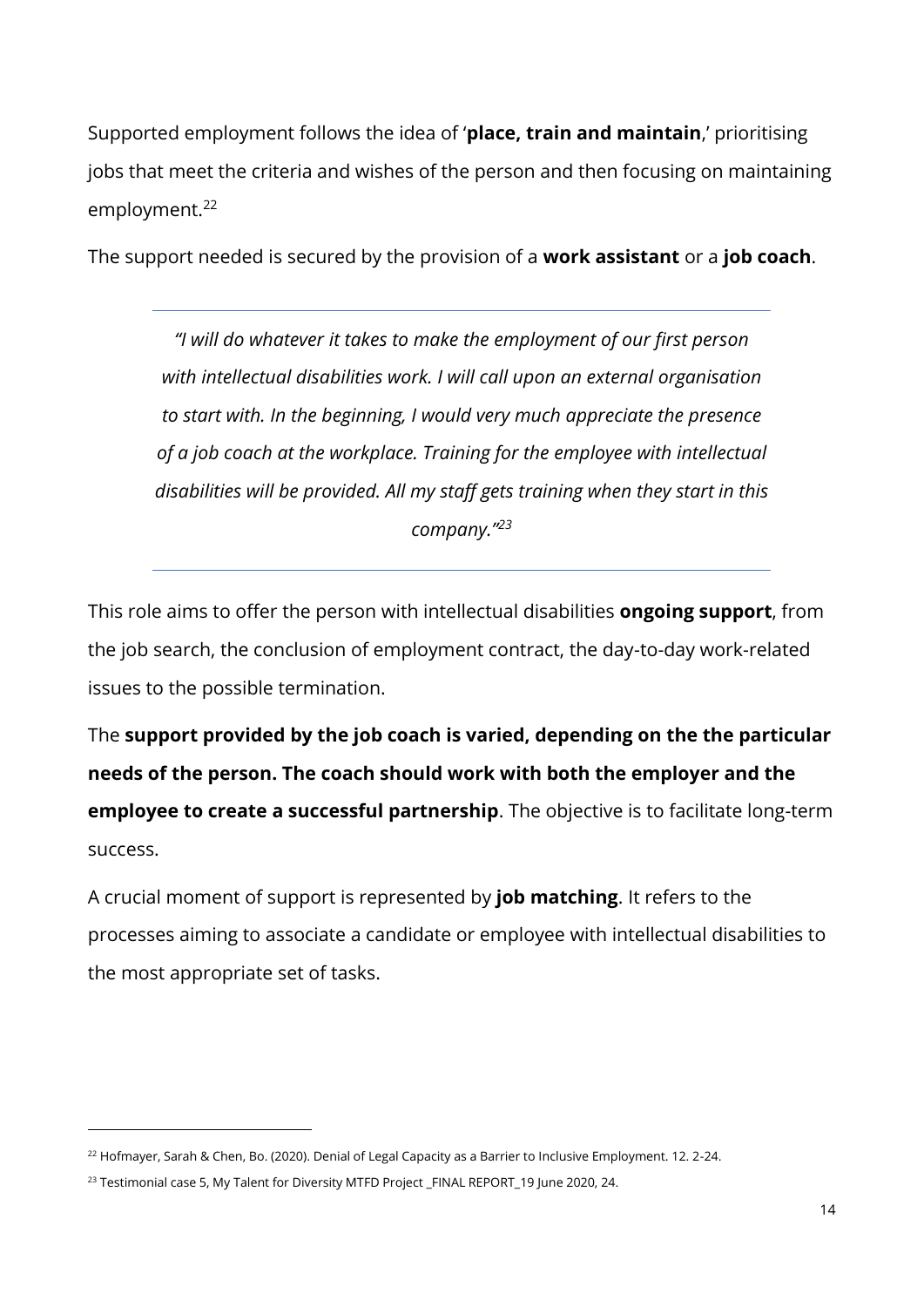Supported employment follows the idea of '**place, train and maintain**,' prioritising jobs that meet the criteria and wishes of the person and then focusing on maintaining employment.[22]

The support needed is secured by the provision of a **work assistant** or a **job coach**.

---

> *"I will do whatever it takes to make the employment of our first person with intellectual disabilities work. I will call upon an external organisation to start with. In the beginning, I would very much appreciate the presence of a job coach at the workplace. Training for the employee with intellectual disabilities will be provided. All my staff gets training when they start in this company."*[23]

---

This role aims to offer the person with intellectual disabilities **ongoing support**, from the job search, the conclusion of employment contract, the day-to-day work-related issues to the possible termination.

The **support provided by the job coach is varied, depending on the the particular needs of the person. The coach should work with both the employer and the employee to create a successful partnership**. The objective is to facilitate long-term success.

A crucial moment of support is represented by **job matching**. It refers to the processes aiming to associate a candidate or employee with intellectual disabilities to the most appropriate set of tasks.

---

[22] Hofmayer, Sarah & Chen, Bo. (2020). Denial of Legal Capacity as a Barrier to Inclusive Employment. 12. 2-24.

[23] Testimonial case 5, My Talent for Diversity MTFD Project _FINAL REPORT_19 June 2020, 24.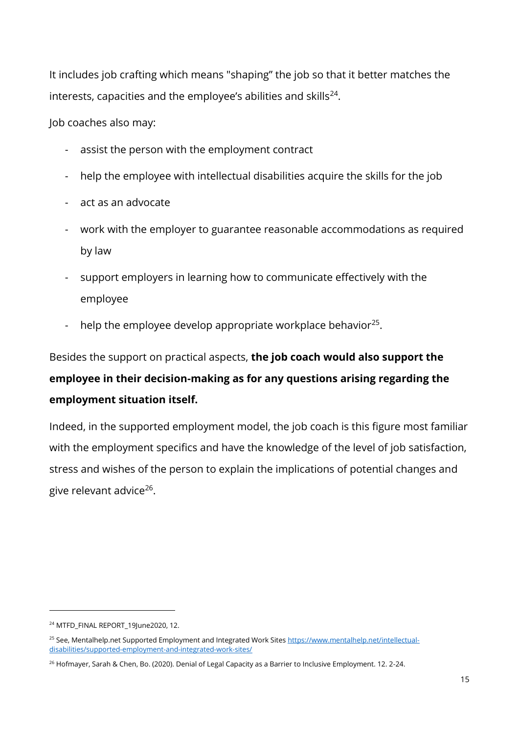It includes job crafting which means "shaping" the job so that it better matches the interests, capacities and the employee's abilities and skills[24].

Job coaches also may:

- assist the person with the employment contract
- help the employee with intellectual disabilities acquire the skills for the job
- act as an advocate
- work with the employer to guarantee reasonable accommodations as required by law
- support employers in learning how to communicate effectively with the employee
- help the employee develop appropriate workplace behavior[25].

Besides the support on practical aspects, **the job coach would also support the employee in their decision-making as for any questions arising regarding the employment situation itself.**

Indeed, in the supported employment model, the job coach is this figure most familiar with the employment specifics and have the knowledge of the level of job satisfaction, stress and wishes of the person to explain the implications of potential changes and give relevant advice[26].

---

[24] MTFD_FINAL REPORT_19June2020, 12.

[25] See, Mentalhelp.net Supported Employment and Integrated Work Sites https://www.mentalhelp.net/intellectual-disabilities/supported-employment-and-integrated-work-sites/

[26] Hofmayer, Sarah & Chen, Bo. (2020). Denial of Legal Capacity as a Barrier to Inclusive Employment. 12. 2-24.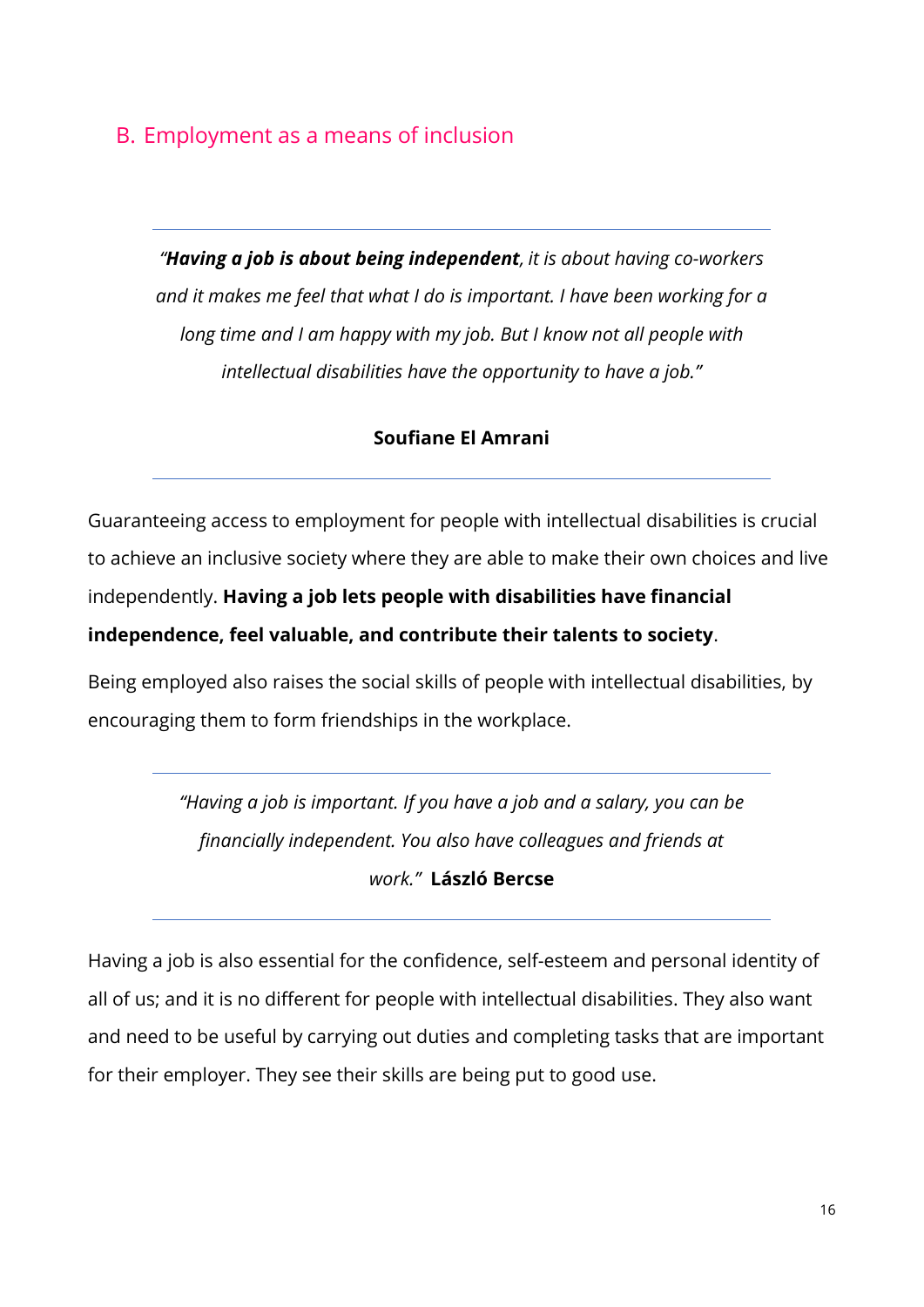## B. Employment as a means of inclusion

---

*"**Having a job is about being independent**, it is about having co-workers and it makes me feel that what I do is important. I have been working for a long time and I am happy with my job. But I know not all people with intellectual disabilities have the opportunity to have a job."*

**Soufiane El Amrani**

---

Guaranteeing access to employment for people with intellectual disabilities is crucial to achieve an inclusive society where they are able to make their own choices and live independently. **Having a job lets people with disabilities have financial independence, feel valuable, and contribute their talents to society**.

Being employed also raises the social skills of people with intellectual disabilities, by encouraging them to form friendships in the workplace.

---

*"Having a job is important. If you have a job and a salary, you can be financially independent. You also have colleagues and friends at work."* **László Bercse**

---

Having a job is also essential for the confidence, self-esteem and personal identity of all of us; and it is no different for people with intellectual disabilities. They also want and need to be useful by carrying out duties and completing tasks that are important for their employer. They see their skills are being put to good use.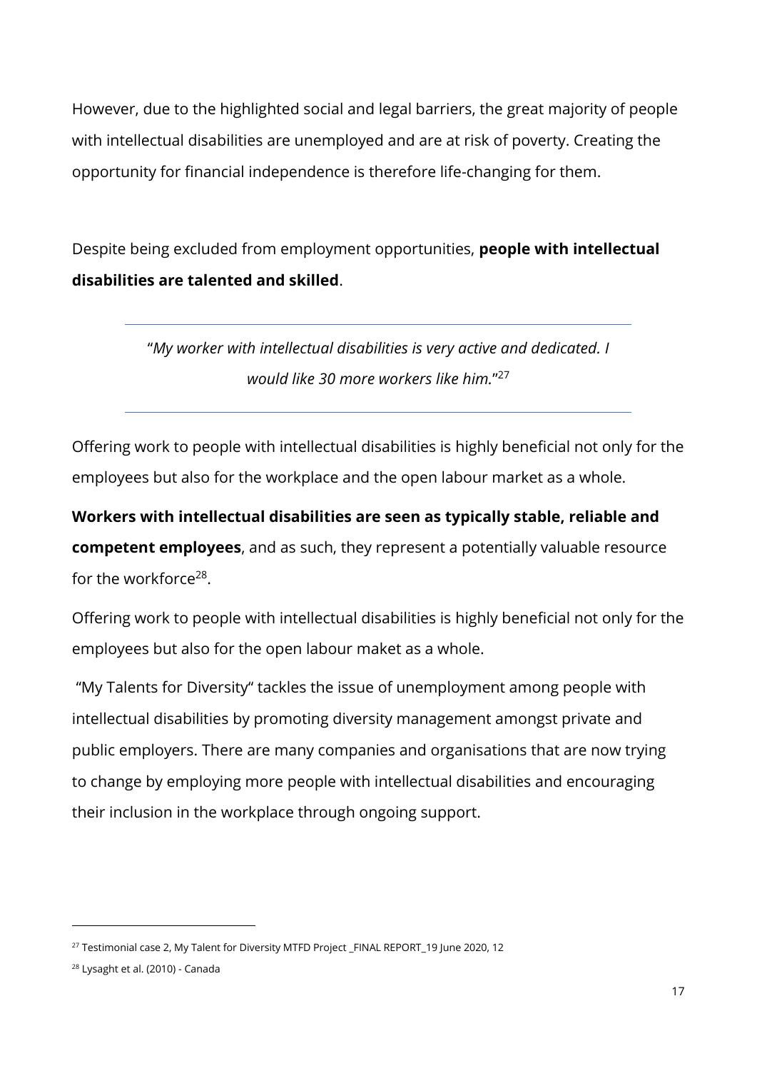However, due to the highlighted social and legal barriers, the great majority of people with intellectual disabilities are unemployed and are at risk of poverty. Creating the opportunity for financial independence is therefore life-changing for them.

Despite being excluded from employment opportunities, **people with intellectual disabilities are talented and skilled**.

---

"*My worker with intellectual disabilities is very active and dedicated. I would like 30 more workers like him.*"[27]

---

Offering work to people with intellectual disabilities is highly beneficial not only for the employees but also for the workplace and the open labour market as a whole.

**Workers with intellectual disabilities are seen as typically stable, reliable and competent employees**, and as such, they represent a potentially valuable resource for the workforce[28].

Offering work to people with intellectual disabilities is highly beneficial not only for the employees but also for the open labour maket as a whole.

"My Talents for Diversity" tackles the issue of unemployment among people with intellectual disabilities by promoting diversity management amongst private and public employers. There are many companies and organisations that are now trying to change by employing more people with intellectual disabilities and encouraging their inclusion in the workplace through ongoing support.

---

[27] Testimonial case 2, My Talent for Diversity MTFD Project _FINAL REPORT_19 June 2020, 12

[28] Lysaght et al. (2010) - Canada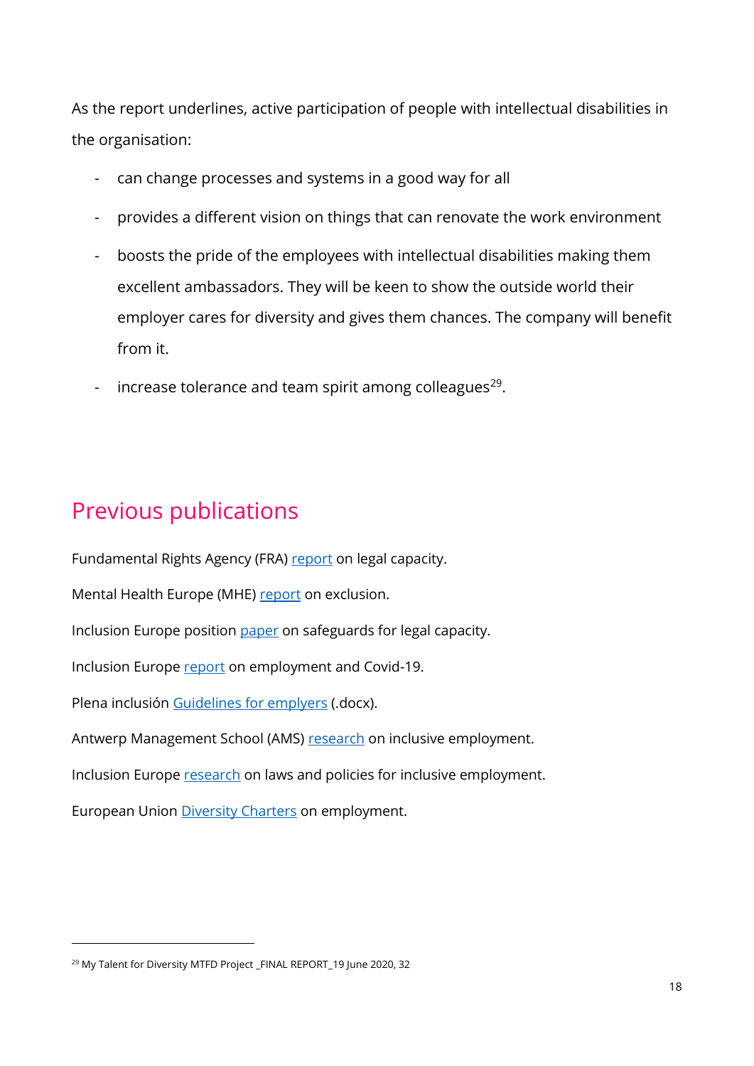As the report underlines, active participation of people with intellectual disabilities in the organisation:

- can change processes and systems in a good way for all
- provides a different vision on things that can renovate the work environment
- boosts the pride of the employees with intellectual disabilities making them excellent ambassadors. They will be keen to show the outside world their employer cares for diversity and gives them chances. The company will benefit from it.
- increase tolerance and team spirit among colleagues[29].

## Previous publications

Fundamental Rights Agency (FRA) report on legal capacity.

Mental Health Europe (MHE) report on exclusion.

Inclusion Europe position paper on safeguards for legal capacity.

Inclusion Europe report on employment and Covid-19.

Plena inclusión Guidelines for emplyers (.docx).

Antwerp Management School (AMS) research on inclusive employment.

Inclusion Europe research on laws and policies for inclusive employment.

European Union Diversity Charters on employment.

---

[29] My Talent for Diversity MTFD Project _FINAL REPORT_19 June 2020, 32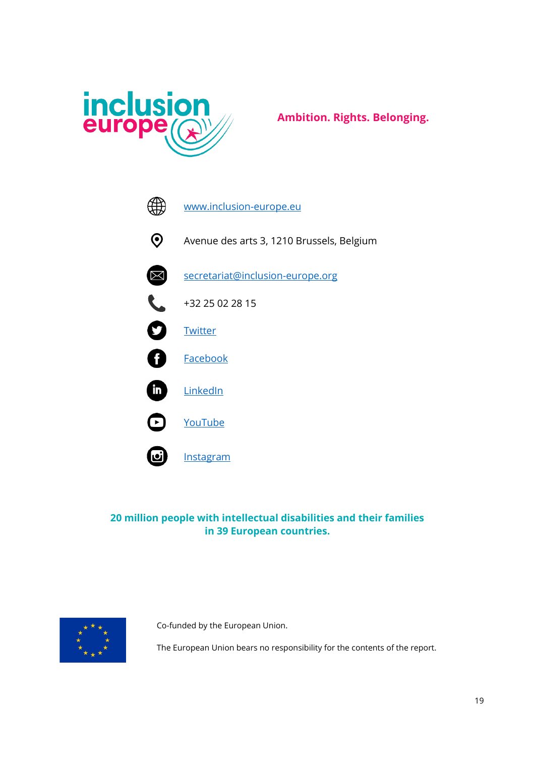inclusion europe

**Ambition. Rights. Belonging.**

www.inclusion-europe.eu

Avenue des arts 3, 1210 Brussels, Belgium

secretariat@inclusion-europe.org

+32 25 02 28 15

Twitter

Facebook

LinkedIn

YouTube

Instagram

**20 million people with intellectual disabilities and their families in 39 European countries.**

Co-funded by the European Union.

The European Union bears no responsibility for the contents of the report.